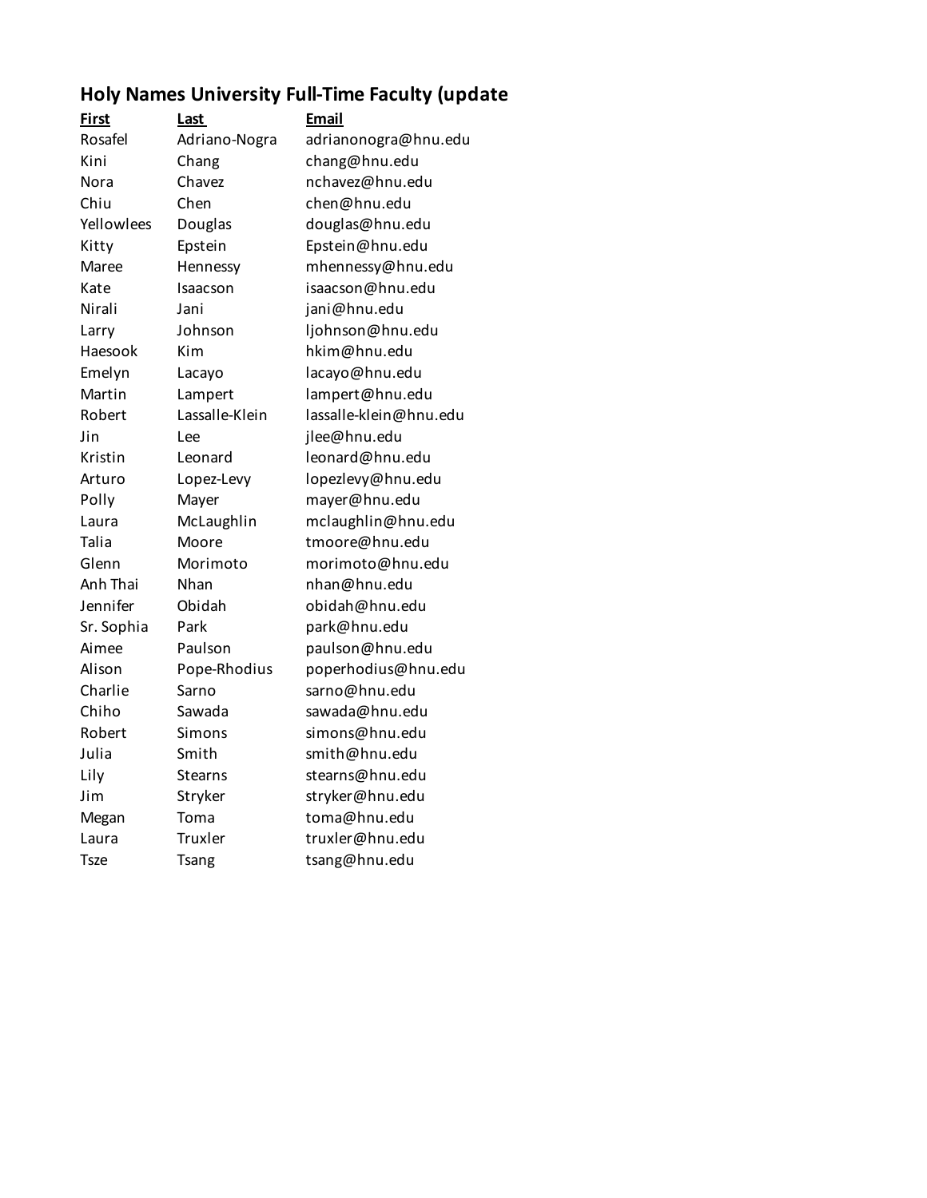## Holy Names University Full-Time Faculty (update

| First | Last | Email |
| --- | --- | --- |
| Rosafel | Adriano-Nogra | adrianonogra@hnu.edu |
| Kini | Chang | chang@hnu.edu |
| Nora | Chavez | nchavez@hnu.edu |
| Chiu | Chen | chen@hnu.edu |
| Yellowlees | Douglas | douglas@hnu.edu |
| Kitty | Epstein | Epstein@hnu.edu |
| Maree | Hennessy | mhennessy@hnu.edu |
| Kate | Isaacson | isaacson@hnu.edu |
| Nirali | Jani | jani@hnu.edu |
| Larry | Johnson | ljohnson@hnu.edu |
| Haesook | Kim | hkim@hnu.edu |
| Emelyn | Lacayo | lacayo@hnu.edu |
| Martin | Lampert | lampert@hnu.edu |
| Robert | Lassalle-Klein | lassalle-klein@hnu.edu |
| Jin | Lee | jlee@hnu.edu |
| Kristin | Leonard | leonard@hnu.edu |
| Arturo | Lopez-Levy | lopezlevy@hnu.edu |
| Polly | Mayer | mayer@hnu.edu |
| Laura | McLaughlin | mclaughlin@hnu.edu |
| Talia | Moore | tmoore@hnu.edu |
| Glenn | Morimoto | morimoto@hnu.edu |
| Anh Thai | Nhan | nhan@hnu.edu |
| Jennifer | Obidah | obidah@hnu.edu |
| Sr. Sophia | Park | park@hnu.edu |
| Aimee | Paulson | paulson@hnu.edu |
| Alison | Pope-Rhodius | poperhodius@hnu.edu |
| Charlie | Sarno | sarno@hnu.edu |
| Chiho | Sawada | sawada@hnu.edu |
| Robert | Simons | simons@hnu.edu |
| Julia | Smith | smith@hnu.edu |
| Lily | Stearns | stearns@hnu.edu |
| Jim | Stryker | stryker@hnu.edu |
| Megan | Toma | toma@hnu.edu |
| Laura | Truxler | truxler@hnu.edu |
| Tsze | Tsang | tsang@hnu.edu |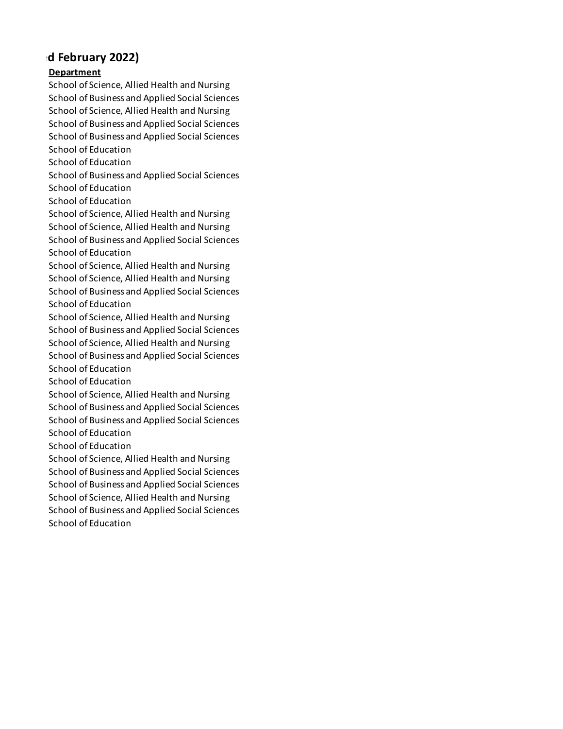## d February 2022)

| Department |
|---|
| School of Science, Allied Health and Nursing |
| School of Business and Applied Social Sciences |
| School of Science, Allied Health and Nursing |
| School of Business and Applied Social Sciences |
| School of Business and Applied Social Sciences |
| School of Education |
| School of Education |
| School of Business and Applied Social Sciences |
| School of Education |
| School of Education |
| School of Science, Allied Health and Nursing |
| School of Science, Allied Health and Nursing |
| School of Business and Applied Social Sciences |
| School of Education |
| School of Science, Allied Health and Nursing |
| School of Science, Allied Health and Nursing |
| School of Business and Applied Social Sciences |
| School of Education |
| School of Science, Allied Health and Nursing |
| School of Business and Applied Social Sciences |
| School of Science, Allied Health and Nursing |
| School of Business and Applied Social Sciences |
| School of Education |
| School of Education |
| School of Science, Allied Health and Nursing |
| School of Business and Applied Social Sciences |
| School of Business and Applied Social Sciences |
| School of Education |
| School of Education |
| School of Science, Allied Health and Nursing |
| School of Business and Applied Social Sciences |
| School of Business and Applied Social Sciences |
| School of Science, Allied Health and Nursing |
| School of Business and Applied Social Sciences |
| School of Education |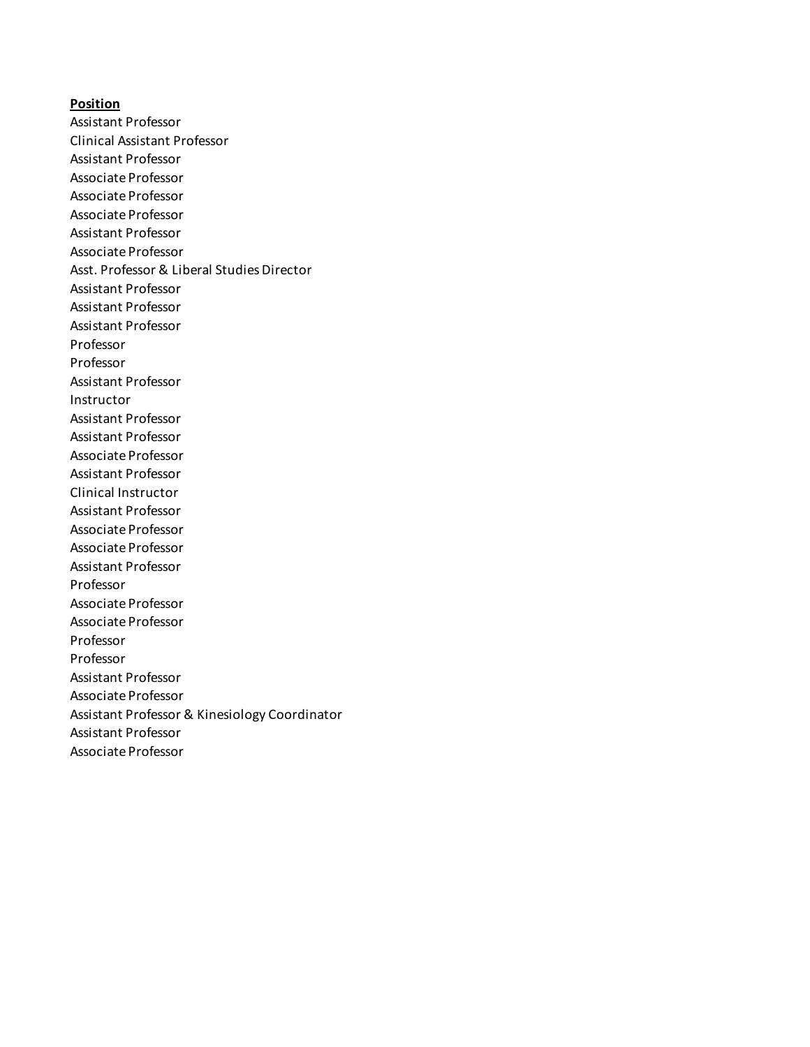**Position**

Assistant Professor
Clinical Assistant Professor
Assistant Professor
Associate Professor
Associate Professor
Associate Professor
Assistant Professor
Associate Professor
Asst. Professor & Liberal Studies Director
Assistant Professor
Assistant Professor
Assistant Professor
Professor
Professor
Assistant Professor
Instructor
Assistant Professor
Assistant Professor
Associate Professor
Assistant Professor
Clinical Instructor
Assistant Professor
Associate Professor
Associate Professor
Assistant Professor
Professor
Associate Professor
Associate Professor
Professor
Professor
Assistant Professor
Associate Professor
Assistant Professor & Kinesiology Coordinator
Assistant Professor
Associate Professor